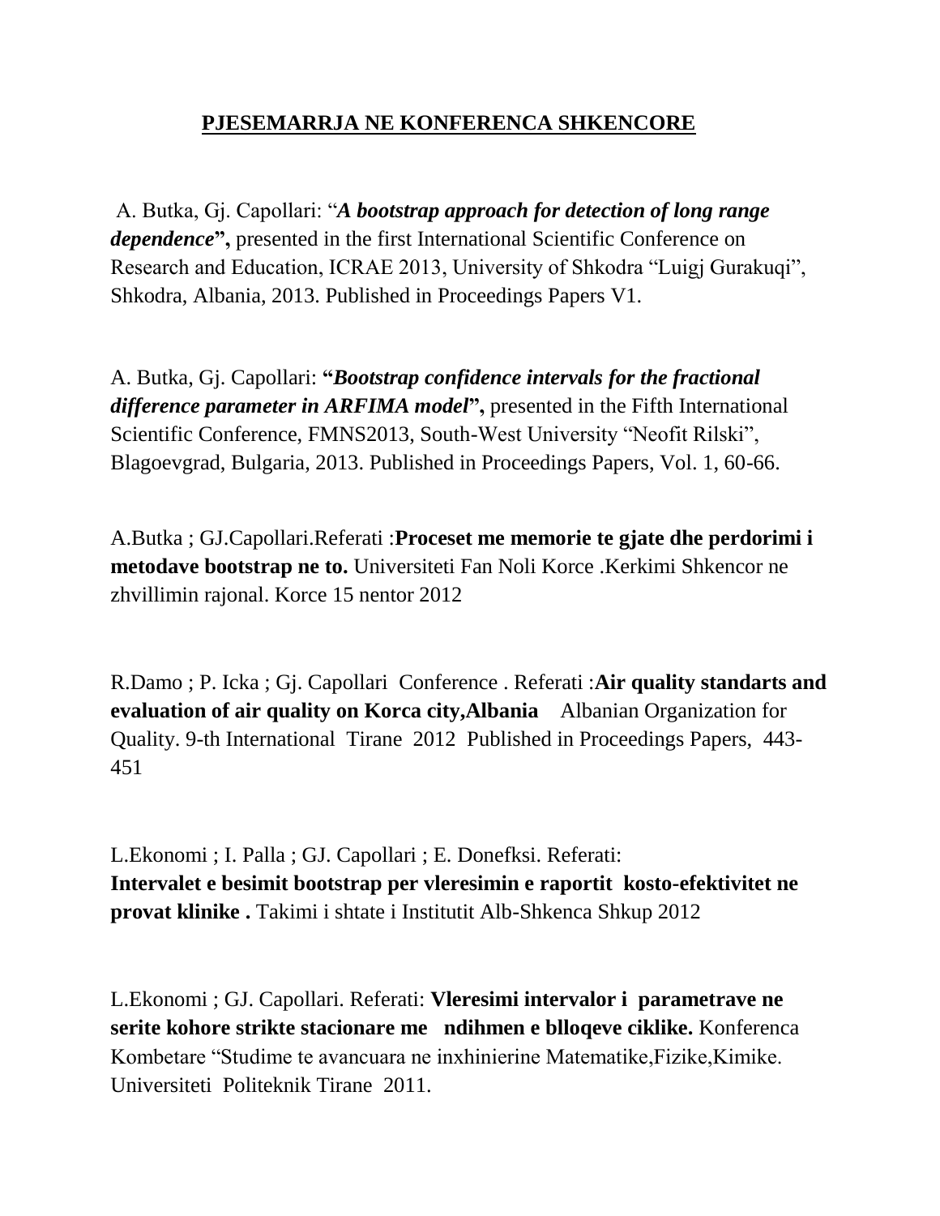## PJESEMARRJA NE KONFERENCA SHKENCORE

A. Butka, Gj. Capollari: "***A bootstrap approach for detection of long range dependence*",** presented in the first International Scientific Conference on Research and Education, ICRAE 2013, University of Shkodra "Luigj Gurakuqi", Shkodra, Albania, 2013. Published in Proceedings Papers V1.

A. Butka, Gj. Capollari: **"*Bootstrap confidence intervals for the fractional difference parameter in ARFIMA model*",** presented in the Fifth International Scientific Conference, FMNS2013, South-West University "Neofit Rilski", Blagoevgrad, Bulgaria, 2013. Published in Proceedings Papers, Vol. 1, 60-66.

A.Butka ; GJ.Capollari.Referati :**Proceset me memorie te gjate dhe perdorimi i metodave bootstrap ne to.** Universiteti Fan Noli Korce .Kerkimi Shkencor ne zhvillimin rajonal. Korce 15 nentor 2012

R.Damo ; P. Icka ; Gj. Capollari Conference . Referati :**Air quality standarts and evaluation of air quality on Korca city,Albania** Albanian Organization for Quality. 9-th International Tirane 2012 Published in Proceedings Papers, 443-451

L.Ekonomi ; I. Palla ; GJ. Capollari ; E. Donefksi. Referati:
**Intervalet e besimit bootstrap per vleresimin e raportit kosto-efektivitet ne provat klinike .** Takimi i shtate i Institutit Alb-Shkenca Shkup 2012

L.Ekonomi ; GJ. Capollari. Referati: **Vleresimi intervalor i parametrave ne serite kohore strikte stacionare me ndihmen e blloqeve ciklike.** Konferenca Kombetare "Studime te avancuara ne inxhinierine Matematike,Fizike,Kimike. Universiteti Politeknik Tirane 2011.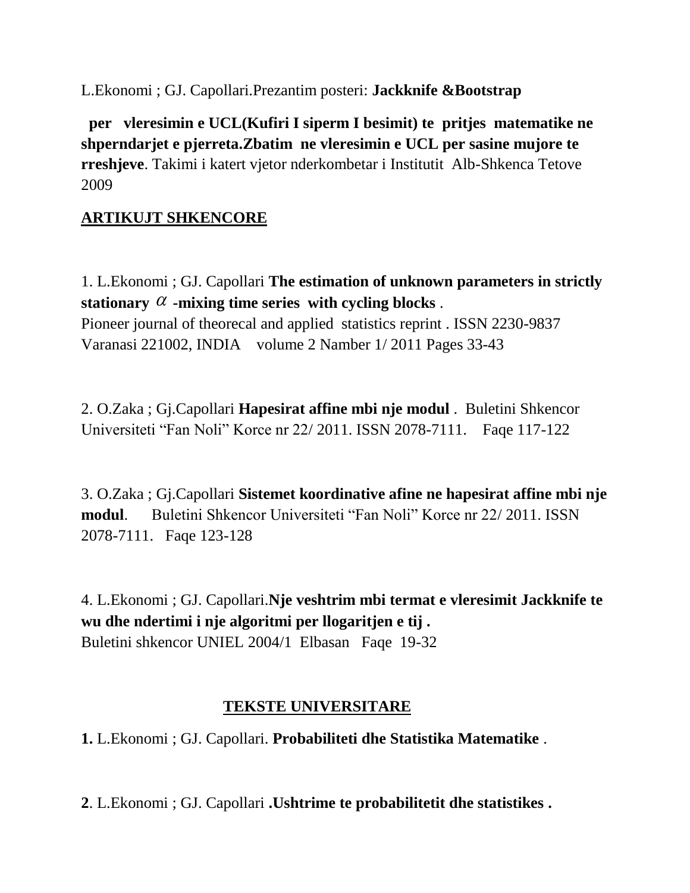L.Ekonomi ; GJ. Capollari.Prezantim posteri: **Jackknife &Bootstrap per vleresimin e UCL(Kufiri I siperm I besimit) te pritjes matematike ne shperndarjet e pjerreta.Zbatim ne vleresimin e UCL per sasine mujore te rreshjeve**. Takimi i katert vjetor nderkombetar i Institutit Alb-Shkenca Tetove 2009

## ARTIKUJT SHKENCORE

1. L.Ekonomi ; GJ. Capollari **The estimation of unknown parameters in strictly stationary $\alpha$ -mixing time series with cycling blocks** .
Pioneer journal of theorecal and applied statistics reprint . ISSN 2230-9837 Varanasi 221002, INDIA volume 2 Namber 1/ 2011 Pages 33-43

2. O.Zaka ; Gj.Capollari **Hapesirat affine mbi nje modul** . Buletini Shkencor Universiteti "Fan Noli" Korce nr 22/ 2011. ISSN 2078-7111. Faqe 117-122

3. O.Zaka ; Gj.Capollari **Sistemet koordinative afine ne hapesirat affine mbi nje modul**. Buletini Shkencor Universiteti "Fan Noli" Korce nr 22/ 2011. ISSN 2078-7111. Faqe 123-128

4. L.Ekonomi ; GJ. Capollari.**Nje veshtrim mbi termat e vleresimit Jackknife te wu dhe ndertimi i nje algoritmi per llogaritjen e tij .**
Buletini shkencor UNIEL 2004/1 Elbasan Faqe 19-32

## TEKSTE UNIVERSITARE

**1.** L.Ekonomi ; GJ. Capollari. **Probabiliteti dhe Statistika Matematike** .

**2**. L.Ekonomi ; GJ. Capollari **.Ushtrime te probabilitetit dhe statistikes .**